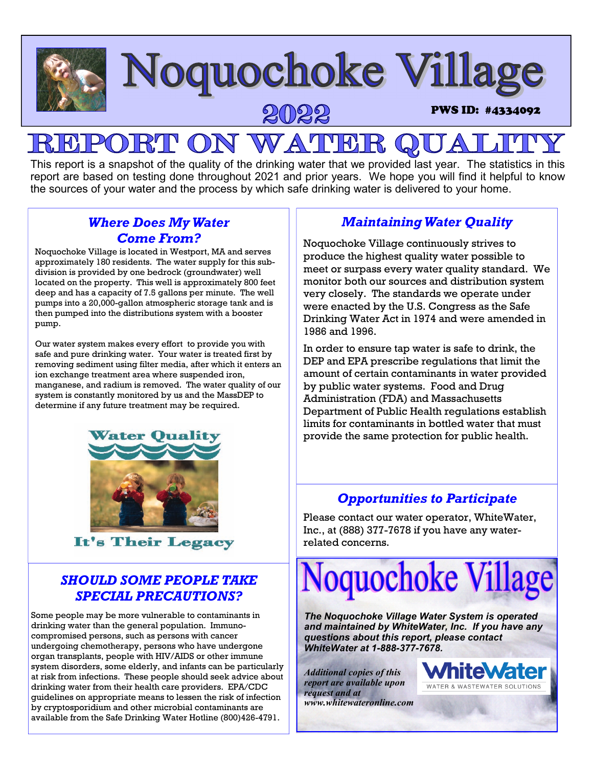# Noquochoke Village

## 2022

**PWS ID: #4334092**

# REPORT ON WATER QUALITY

This report is a snapshot of the quality of the drinking water that we provided last year. The statistics in this report are based on testing done throughout 2021 and prior years. We hope you will find it helpful to know the sources of your water and the process by which safe drinking water is delivered to your home.

### *Where Does My Water Come From?*

Noquochoke Village is located in Westport, MA and serves approximately 180 residents. The water supply for this subdivision is provided by one bedrock (groundwater) well located on the property. This well is approximately 800 feet deep and has a capacity of 7.5 gallons per minute. The well pumps into a 20,000-gallon atmospheric storage tank and is then pumped into the distributions system with a booster pump.

Our water system makes every effort to provide you with safe and pure drinking water. Your water is treated first by removing sediment using filter media, after which it enters an ion exchange treatment area where suspended iron, manganese, and radium is removed. The water quality of our system is constantly monitored by us and the MassDEP to determine if any future treatment may be required.

Water Quality

It's Their Legacy

### *SHOULD SOME PEOPLE TAKE SPECIAL PRECAUTIONS?*

Some people may be more vulnerable to contaminants in drinking water than the general population. Immuno-compromised persons, such as persons with cancer undergoing chemotherapy, persons who have undergone organ transplants, people with HIV/AIDS or other immune system disorders, some elderly, and infants can be particularly at risk from infections. These people should seek advice about drinking water from their health care providers. EPA/CDC guidelines on appropriate means to lessen the risk of infection by cryptosporidium and other microbial contaminants are available from the Safe Drinking Water Hotline (800)426-4791.

### *Maintaining Water Quality*

Noquochoke Village continuously strives to produce the highest quality water possible to meet or surpass every water quality standard. We monitor both our sources and distribution system very closely. The standards we operate under were enacted by the U.S. Congress as the Safe Drinking Water Act in 1974 and were amended in 1986 and 1996.

In order to ensure tap water is safe to drink, the DEP and EPA prescribe regulations that limit the amount of certain contaminants in water provided by public water systems. Food and Drug Administration (FDA) and Massachusetts Department of Public Health regulations establish limits for contaminants in bottled water that must provide the same protection for public health.

### *Opportunities to Participate*

Please contact our water operator, WhiteWater, Inc., at (888) 377-7678 if you have any water-related concerns.

## Noquochoke Village

***The Noquochoke Village Water System is operated and maintained by WhiteWater, Inc. If you have any questions about this report, please contact WhiteWater at 1-888-377-7678.***

***Additional copies of this report are available upon request and at www.whitewateronline.com***

WhiteWater
WATER & WASTEWATER SOLUTIONS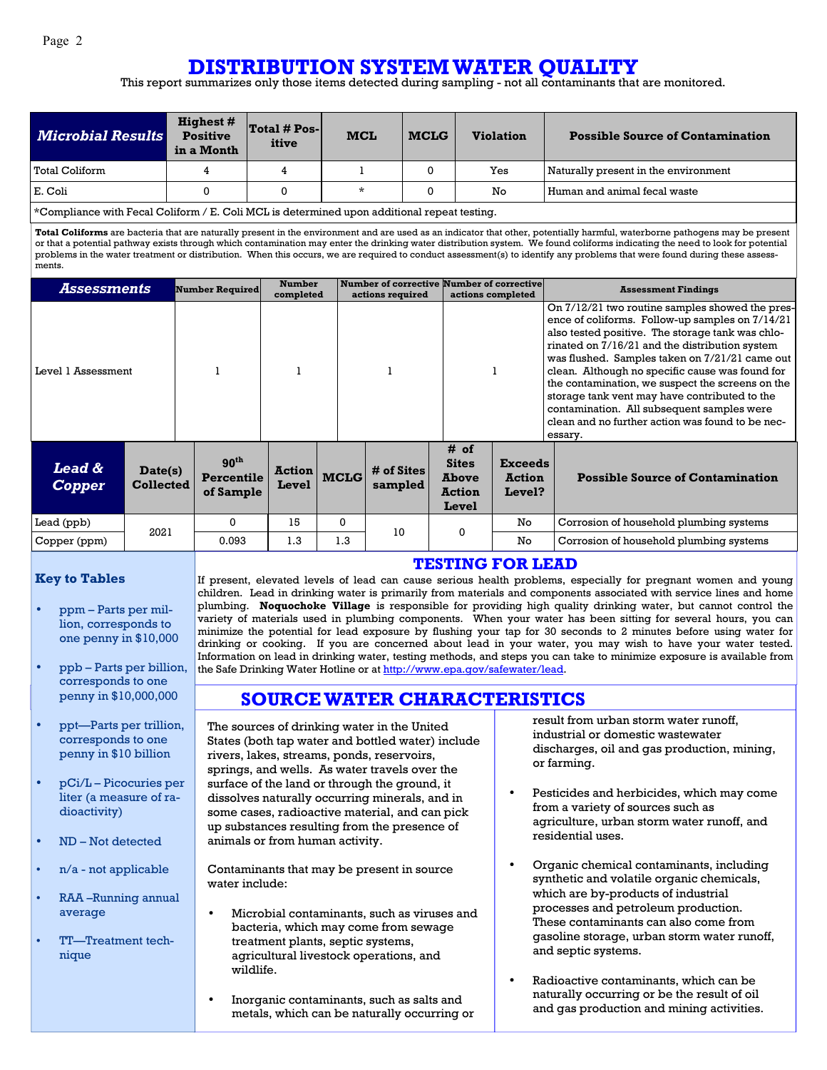# DISTRIBUTION SYSTEM WATER QUALITY

This report summarizes only those items detected during sampling - not all contaminants that are monitored.

| Microbial Results | Highest # Positive in a Month | Total # Positive | MCL | MCLG | Violation | Possible Source of Contamination |
|---|---|---|---|---|---|---|
| Total Coliform | 4 | 4 | 1 | 0 | Yes | Naturally present in the environment |
| E. Coli | 0 | 0 | * | 0 | No | Human and animal fecal waste |

*Compliance with Fecal Coliform / E. Coli MCL is determined upon additional repeat testing.

**Total Coliforms** are bacteria that are naturally present in the environment and are used as an indicator that other, potentially harmful, waterborne pathogens may be present or that a potential pathway exists through which contamination may enter the drinking water distribution system. We found coliforms indicating the need to look for potential problems in the water treatment or distribution. When this occurs, we are required to conduct assessment(s) to identify any problems that were found during these assessments.

| Assessments | Number Required | Number completed | Number of corrective actions required | Number of corrective actions completed | Assessment Findings |
|---|---|---|---|---|---|
| Level 1 Assessment | 1 | 1 | 1 | 1 | On 7/12/21 two routine samples showed the presence of coliforms. Follow-up samples on 7/14/21 also tested positive. The storage tank was chlorinated on 7/16/21 and the distribution system was flushed. Samples taken on 7/21/21 came out clean. Although no specific cause was found for the contamination, we suspect the screens on the storage tank vent may have contributed to the contamination. All subsequent samples were clean and no further action was found to be necessary. |

| Lead & Copper | Date(s) Collected | 90th Percentile of Sample | Action Level | MCLG | # of Sites sampled | # of Sites Above Action Level | Exceeds Action Level? | Possible Source of Contamination |
|---|---|---|---|---|---|---|---|---|
| Lead (ppb) | 2021 | 0 | 15 | 0 | 10 | 0 | No | Corrosion of household plumbing systems |
| Copper (ppm) | | 0.093 | 1.3 | 1.3 | | | No | Corrosion of household plumbing systems |

## TESTING FOR LEAD

If present, elevated levels of lead can cause serious health problems, especially for pregnant women and young children. Lead in drinking water is primarily from materials and components associated with service lines and home plumbing. **Noquochoke Village** is responsible for providing high quality drinking water, but cannot control the variety of materials used in plumbing components. When your water has been sitting for several hours, you can minimize the potential for lead exposure by flushing your tap for 30 seconds to 2 minutes before using water for drinking or cooking. If you are concerned about lead in your water, you may wish to have your water tested. Information on lead in drinking water, testing methods, and steps you can take to minimize exposure is available from the Safe Drinking Water Hotline or at http://www.epa.gov/safewater/lead.

### Key to Tables

- ppm – Parts per million, corresponds to one penny in $10,000
- ppb – Parts per billion, corresponds to one penny in $10,000,000
- ppt—Parts per trillion, corresponds to one penny in $10 billion
- pCi/L – Picocuries per liter (a measure of radioactivity)
- ND – Not detected
- n/a - not applicable
- RAA –Running annual average
- TT—Treatment technique

## SOURCE WATER CHARACTERISTICS

The sources of drinking water in the United States (both tap water and bottled water) include rivers, lakes, streams, ponds, reservoirs, springs, and wells. As water travels over the surface of the land or through the ground, it dissolves naturally occurring minerals, and in some cases, radioactive material, and can pick up substances resulting from the presence of animals or from human activity.

Contaminants that may be present in source water include:

- Microbial contaminants, such as viruses and bacteria, which may come from sewage treatment plants, septic systems, agricultural livestock operations, and wildlife.
- Inorganic contaminants, such as salts and metals, which can be naturally occurring or result from urban storm water runoff, industrial or domestic wastewater discharges, oil and gas production, mining, or farming.
- Pesticides and herbicides, which may come from a variety of sources such as agriculture, urban storm water runoff, and residential uses.
- Organic chemical contaminants, including synthetic and volatile organic chemicals, which are by-products of industrial processes and petroleum production. These contaminants can also come from gasoline storage, urban storm water runoff, and septic systems.
- Radioactive contaminants, which can be naturally occurring or be the result of oil and gas production and mining activities.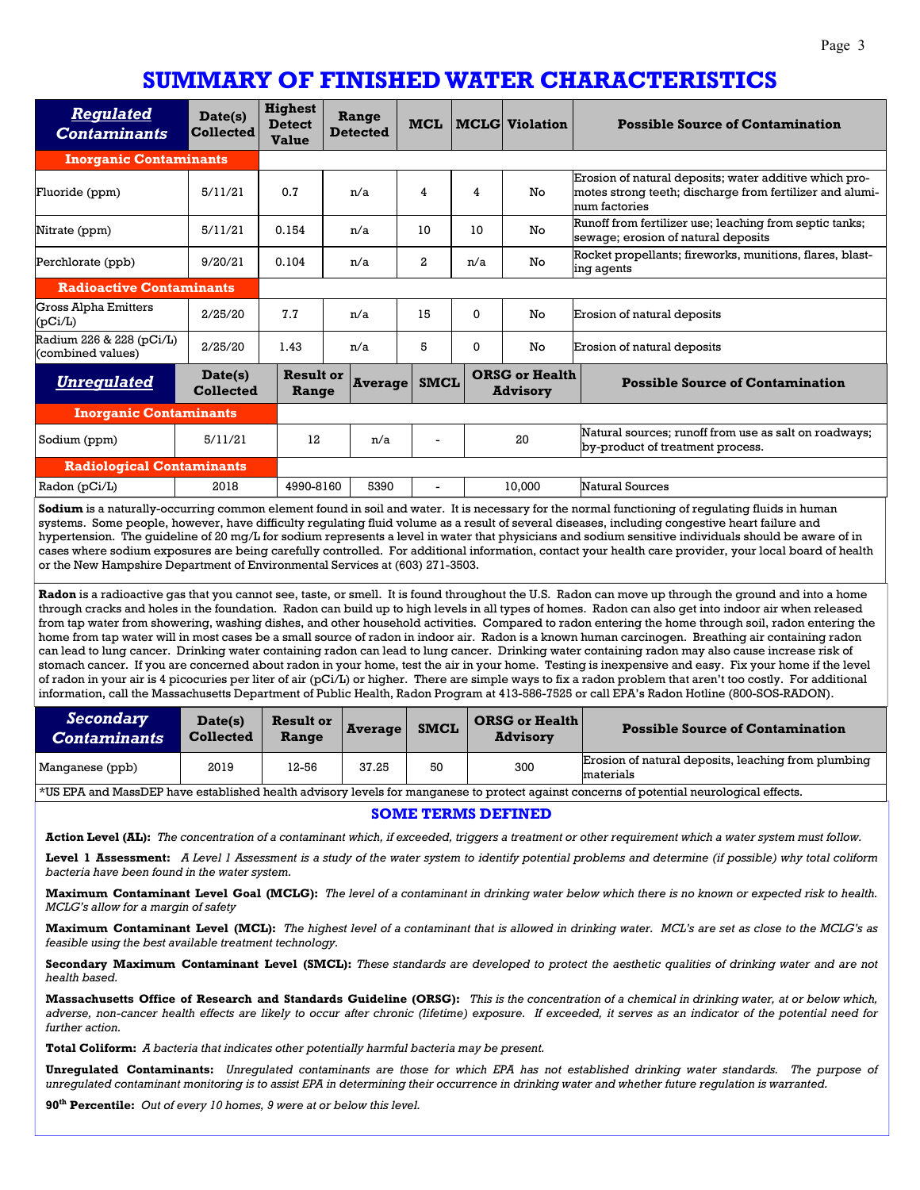# SUMMARY OF FINISHED WATER CHARACTERISTICS

| ***Regulated Contaminants*** | Date(s) Collected | Highest Detect Value | Range Detected | MCL | MCLG | Violation | Possible Source of Contamination |
|---|---|---|---|---|---|---|---|
| **Inorganic Contaminants** | | | | | | | |
| Fluoride (ppm) | 5/11/21 | 0.7 | n/a | 4 | 4 | No | Erosion of natural deposits; water additive which promotes strong teeth; discharge from fertilizer and aluminum factories |
| Nitrate (ppm) | 5/11/21 | 0.154 | n/a | 10 | 10 | No | Runoff from fertilizer use; leaching from septic tanks; sewage; erosion of natural deposits |
| Perchlorate (ppb) | 9/20/21 | 0.104 | n/a | 2 | n/a | No | Rocket propellants; fireworks, munitions, flares, blasting agents |
| **Radioactive Contaminants** | | | | | | | |
| Gross Alpha Emitters (pCi/L) | 2/25/20 | 7.7 | n/a | 15 | 0 | No | Erosion of natural deposits |
| Radium 226 & 228 (pCi/L) (combined values) | 2/25/20 | 1.43 | n/a | 5 | 0 | No | Erosion of natural deposits |

| ***Unregulated*** | Date(s) Collected | Result or Range | Average | SMCL | ORSG or Health Advisory | Possible Source of Contamination |
|---|---|---|---|---|---|---|
| **Inorganic Contaminants** | | | | | | |
| Sodium (ppm) | 5/11/21 | 12 | n/a | - | 20 | Natural sources; runoff from use as salt on roadways; by-product of treatment process. |
| **Radiological Contaminants** | | | | | | |
| Radon (pCi/L) | 2018 | 4990-8160 | 5390 | - | 10,000 | Natural Sources |

**Sodium** is a naturally-occurring common element found in soil and water. It is necessary for the normal functioning of regulating fluids in human systems. Some people, however, have difficulty regulating fluid volume as a result of several diseases, including congestive heart failure and hypertension. The guideline of 20 mg/L for sodium represents a level in water that physicians and sodium sensitive individuals should be aware of in cases where sodium exposures are being carefully controlled. For additional information, contact your health care provider, your local board of health or the New Hampshire Department of Environmental Services at (603) 271-3503.

**Radon** is a radioactive gas that you cannot see, taste, or smell. It is found throughout the U.S. Radon can move up through the ground and into a home through cracks and holes in the foundation. Radon can build up to high levels in all types of homes. Radon can also get into indoor air when released from tap water from showering, washing dishes, and other household activities. Compared to radon entering the home through soil, radon entering the home from tap water will in most cases be a small source of radon in indoor air. Radon is a known human carcinogen. Breathing air containing radon can lead to lung cancer. Drinking water containing radon can lead to lung cancer. Drinking water containing radon may also cause increase risk of stomach cancer. If you are concerned about radon in your home, test the air in your home. Testing is inexpensive and easy. Fix your home if the level of radon in your air is 4 picocuries per liter of air (pCi/L) or higher. There are simple ways to fix a radon problem that aren't too costly. For additional information, call the Massachusetts Department of Public Health, Radon Program at 413-586-7525 or call EPA's Radon Hotline (800-SOS-RADON).

| ***Secondary Contaminants*** | Date(s) Collected | Result or Range | Average | SMCL | ORSG or Health Advisory | Possible Source of Contamination |
|---|---|---|---|---|---|---|
| Manganese (ppb) | 2019 | 12-56 | 37.25 | 50 | 300 | Erosion of natural deposits, leaching from plumbing materials |

*US EPA and MassDEP have established health advisory levels for manganese to protect against concerns of potential neurological effects.

## SOME TERMS DEFINED

**Action Level (AL):** *The concentration of a contaminant which, if exceeded, triggers a treatment or other requirement which a water system must follow.*

**Level 1 Assessment:** *A Level 1 Assessment is a study of the water system to identify potential problems and determine (if possible) why total coliform bacteria have been found in the water system.*

**Maximum Contaminant Level Goal (MCLG):** *The level of a contaminant in drinking water below which there is no known or expected risk to health. MCLG's allow for a margin of safety*

**Maximum Contaminant Level (MCL):** *The highest level of a contaminant that is allowed in drinking water. MCL's are set as close to the MCLG's as feasible using the best available treatment technology.*

**Secondary Maximum Contaminant Level (SMCL):** *These standards are developed to protect the aesthetic qualities of drinking water and are not health based.*

**Massachusetts Office of Research and Standards Guideline (ORSG):** *This is the concentration of a chemical in drinking water, at or below which, adverse, non-cancer health effects are likely to occur after chronic (lifetime) exposure. If exceeded, it serves as an indicator of the potential need for further action.*

**Total Coliform:** *A bacteria that indicates other potentially harmful bacteria may be present.*

**Unregulated Contaminants:** *Unregulated contaminants are those for which EPA has not established drinking water standards. The purpose of unregulated contaminant monitoring is to assist EPA in determining their occurrence in drinking water and whether future regulation is warranted.*

**90th Percentile:** *Out of every 10 homes, 9 were at or below this level.*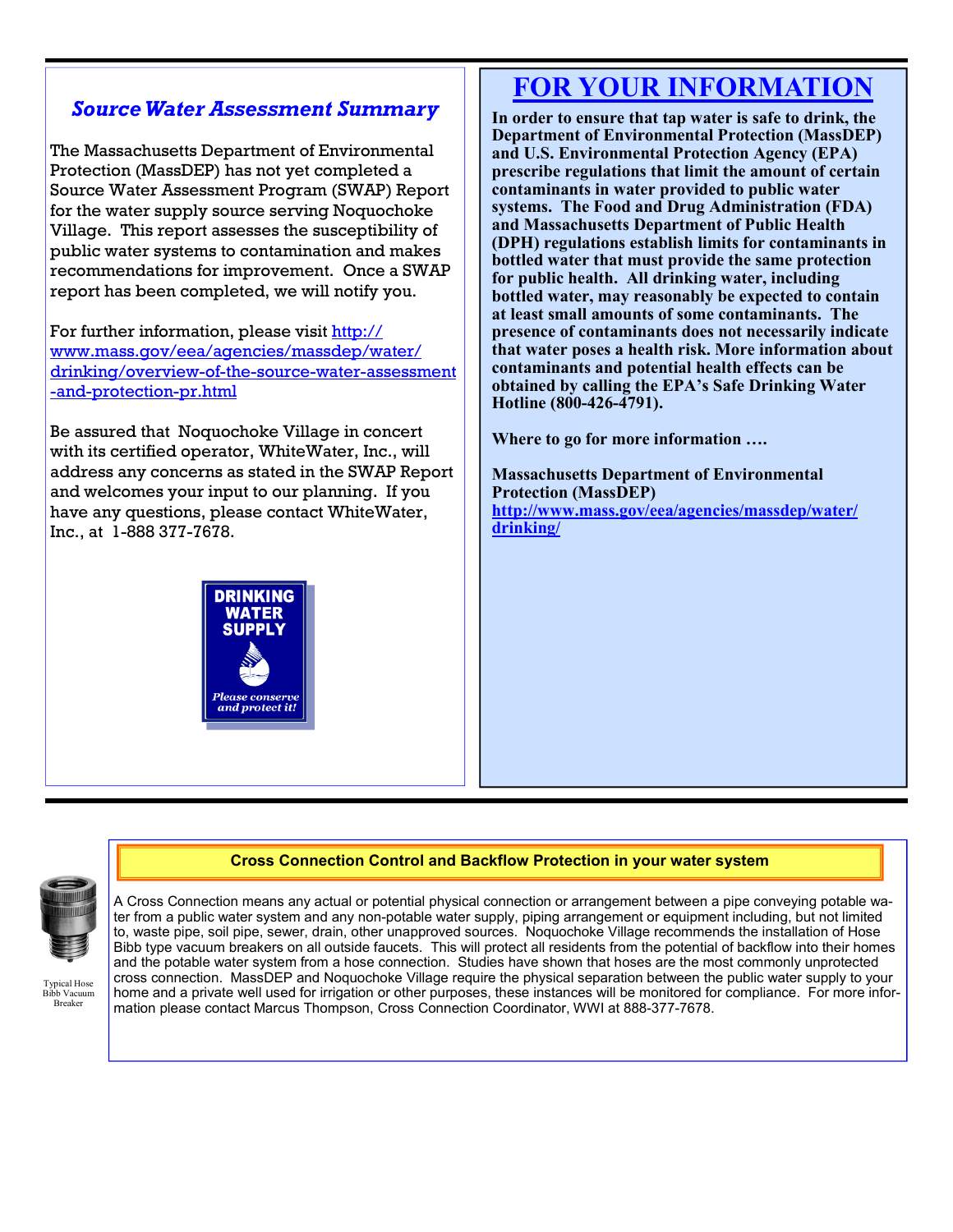## *Source Water Assessment Summary*

The Massachusetts Department of Environmental Protection (MassDEP) has not yet completed a Source Water Assessment Program (SWAP) Report for the water supply source serving Noquochoke Village. This report assesses the susceptibility of public water systems to contamination and makes recommendations for improvement. Once a SWAP report has been completed, we will notify you.

For further information, please visit http://www.mass.gov/eea/agencies/massdep/water/drinking/overview-of-the-source-water-assessment-and-protection-pr.html

Be assured that Noquochoke Village in concert with its certified operator, WhiteWater, Inc., will address any concerns as stated in the SWAP Report and welcomes your input to our planning. If you have any questions, please contact WhiteWater, Inc., at 1-888 377-7678.

DRINKING WATER SUPPLY

*Please conserve and protect it!*

## FOR YOUR INFORMATION

**In order to ensure that tap water is safe to drink, the Department of Environmental Protection (MassDEP) and U.S. Environmental Protection Agency (EPA) prescribe regulations that limit the amount of certain contaminants in water provided to public water systems. The Food and Drug Administration (FDA) and Massachusetts Department of Public Health (DPH) regulations establish limits for contaminants in bottled water that must provide the same protection for public health. All drinking water, including bottled water, may reasonably be expected to contain at least small amounts of some contaminants. The presence of contaminants does not necessarily indicate that water poses a health risk. More information about contaminants and potential health effects can be obtained by calling the EPA's Safe Drinking Water Hotline (800-426-4791).**

**Where to go for more information ….**

**Massachusetts Department of Environmental Protection (MassDEP)**
**http://www.mass.gov/eea/agencies/massdep/water/drinking/**

### Cross Connection Control and Backflow Protection in your water system

A Cross Connection means any actual or potential physical connection or arrangement between a pipe conveying potable water from a public water system and any non-potable water supply, piping arrangement or equipment including, but not limited to, waste pipe, soil pipe, sewer, drain, other unapproved sources. Noquochoke Village recommends the installation of Hose Bibb type vacuum breakers on all outside faucets. This will protect all residents from the potential of backflow into their homes and the potable water system from a hose connection. Studies have shown that hoses are the most commonly unprotected cross connection. MassDEP and Noquochoke Village require the physical separation between the public water supply to your home and a private well used for irrigation or other purposes, these instances will be monitored for compliance. For more information please contact Marcus Thompson, Cross Connection Coordinator, WWI at 888-377-7678.

Typical Hose Bibb Vacuum Breaker